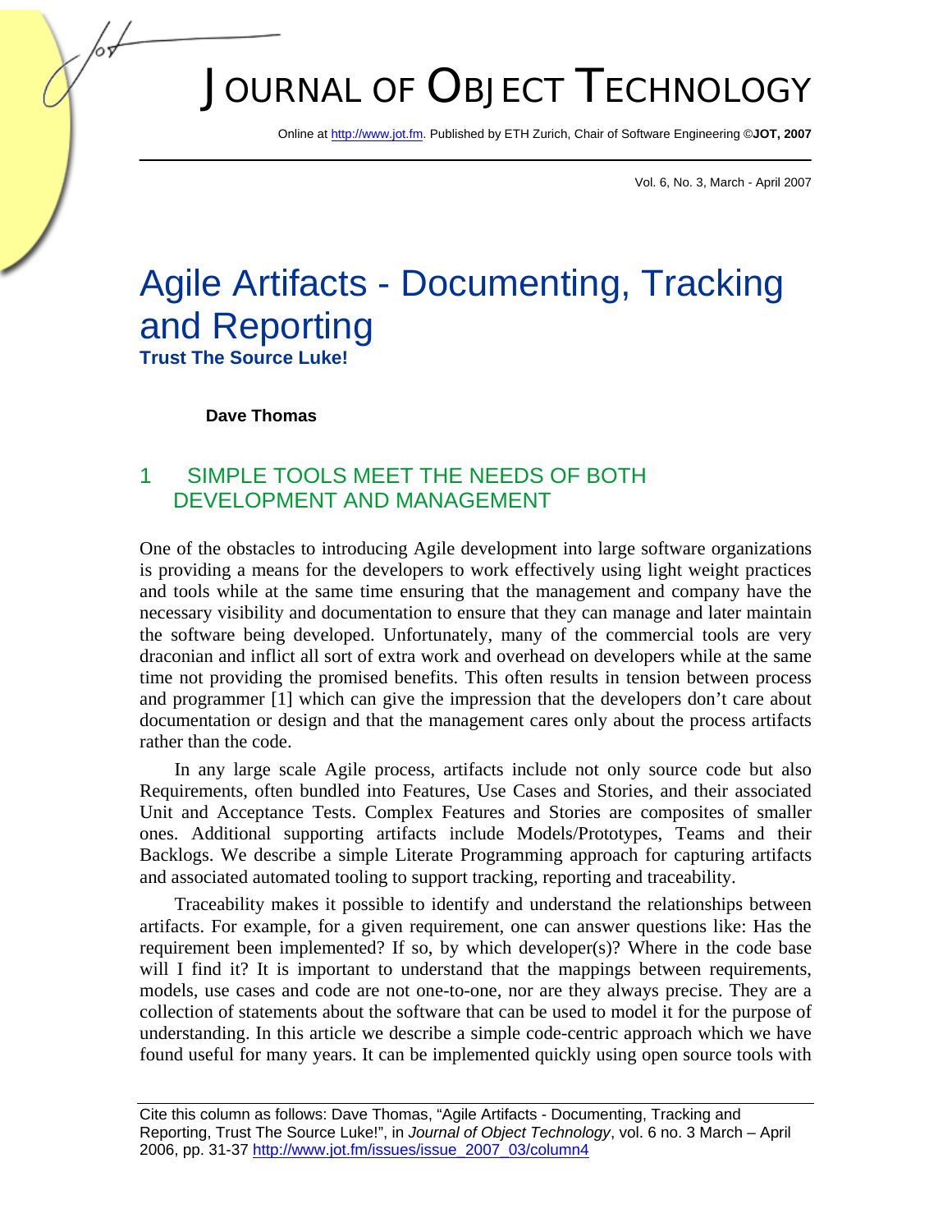# Agile Artifacts - Documenting, Tracking and Reporting

**Trust The Source Luke!**

**Dave Thomas**

## 1 SIMPLE TOOLS MEET THE NEEDS OF BOTH DEVELOPMENT AND MANAGEMENT

One of the obstacles to introducing Agile development into large software organizations is providing a means for the developers to work effectively using light weight practices and tools while at the same time ensuring that the management and company have the necessary visibility and documentation to ensure that they can manage and later maintain the software being developed. Unfortunately, many of the commercial tools are very draconian and inflict all sort of extra work and overhead on developers while at the same time not providing the promised benefits. This often results in tension between process and programmer [1] which can give the impression that the developers don't care about documentation or design and that the management cares only about the process artifacts rather than the code.

In any large scale Agile process, artifacts include not only source code but also Requirements, often bundled into Features, Use Cases and Stories, and their associated Unit and Acceptance Tests. Complex Features and Stories are composites of smaller ones. Additional supporting artifacts include Models/Prototypes, Teams and their Backlogs. We describe a simple Literate Programming approach for capturing artifacts and associated automated tooling to support tracking, reporting and traceability.

Traceability makes it possible to identify and understand the relationships between artifacts. For example, for a given requirement, one can answer questions like: Has the requirement been implemented? If so, by which developer(s)? Where in the code base will I find it? It is important to understand that the mappings between requirements, models, use cases and code are not one-to-one, nor are they always precise. They are a collection of statements about the software that can be used to model it for the purpose of understanding. In this article we describe a simple code-centric approach which we have found useful for many years. It can be implemented quickly using open source tools with

Cite this column as follows: Dave Thomas, "Agile Artifacts - Documenting, Tracking and Reporting, Trust The Source Luke!", in *Journal of Object Technology*, vol. 6 no. 3 March – April 2006, pp. 31-37 http://www.jot.fm/issues/issue_2007_03/column4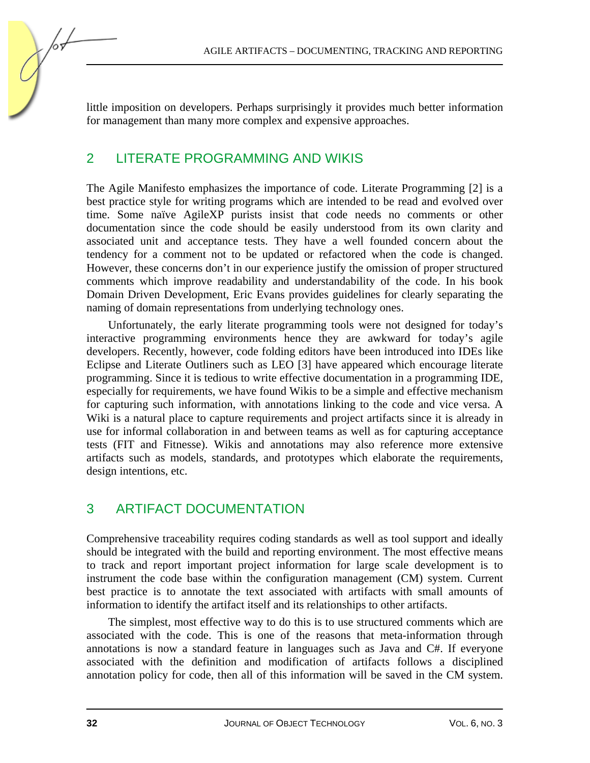little imposition on developers. Perhaps surprisingly it provides much better information for management than many more complex and expensive approaches.

## 2 LITERATE PROGRAMMING AND WIKIS

The Agile Manifesto emphasizes the importance of code. Literate Programming [2] is a best practice style for writing programs which are intended to be read and evolved over time. Some naïve AgileXP purists insist that code needs no comments or other documentation since the code should be easily understood from its own clarity and associated unit and acceptance tests. They have a well founded concern about the tendency for a comment not to be updated or refactored when the code is changed. However, these concerns don't in our experience justify the omission of proper structured comments which improve readability and understandability of the code. In his book Domain Driven Development, Eric Evans provides guidelines for clearly separating the naming of domain representations from underlying technology ones.

Unfortunately, the early literate programming tools were not designed for today's interactive programming environments hence they are awkward for today's agile developers. Recently, however, code folding editors have been introduced into IDEs like Eclipse and Literate Outliners such as LEO [3] have appeared which encourage literate programming. Since it is tedious to write effective documentation in a programming IDE, especially for requirements, we have found Wikis to be a simple and effective mechanism for capturing such information, with annotations linking to the code and vice versa. A Wiki is a natural place to capture requirements and project artifacts since it is already in use for informal collaboration in and between teams as well as for capturing acceptance tests (FIT and Fitnesse). Wikis and annotations may also reference more extensive artifacts such as models, standards, and prototypes which elaborate the requirements, design intentions, etc.

## 3 ARTIFACT DOCUMENTATION

Comprehensive traceability requires coding standards as well as tool support and ideally should be integrated with the build and reporting environment. The most effective means to track and report important project information for large scale development is to instrument the code base within the configuration management (CM) system. Current best practice is to annotate the text associated with artifacts with small amounts of information to identify the artifact itself and its relationships to other artifacts.

The simplest, most effective way to do this is to use structured comments which are associated with the code. This is one of the reasons that meta-information through annotations is now a standard feature in languages such as Java and C#. If everyone associated with the definition and modification of artifacts follows a disciplined annotation policy for code, then all of this information will be saved in the CM system.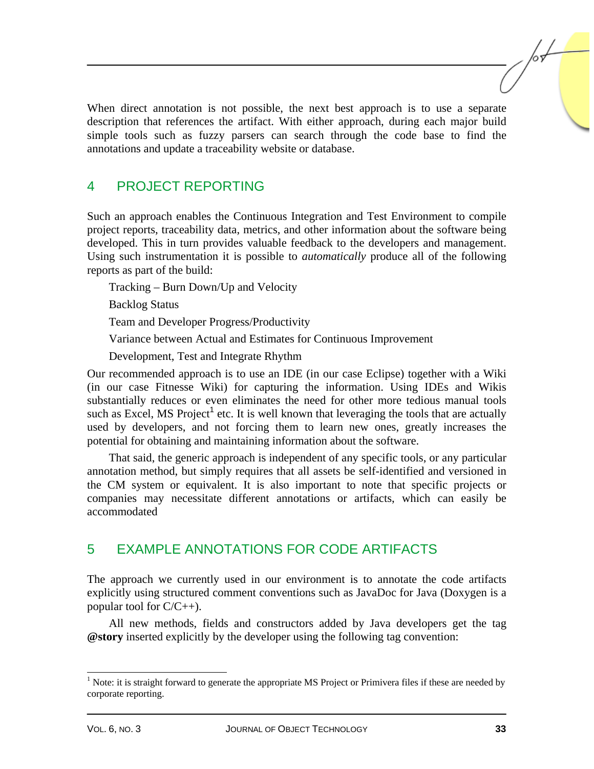When direct annotation is not possible, the next best approach is to use a separate description that references the artifact. With either approach, during each major build simple tools such as fuzzy parsers can search through the code base to find the annotations and update a traceability website or database.

## 4 PROJECT REPORTING

Such an approach enables the Continuous Integration and Test Environment to compile project reports, traceability data, metrics, and other information about the software being developed. This in turn provides valuable feedback to the developers and management. Using such instrumentation it is possible to *automatically* produce all of the following reports as part of the build:

- Tracking – Burn Down/Up and Velocity
- Backlog Status
- Team and Developer Progress/Productivity
- Variance between Actual and Estimates for Continuous Improvement
- Development, Test and Integrate Rhythm

Our recommended approach is to use an IDE (in our case Eclipse) together with a Wiki (in our case Fitnesse Wiki) for capturing the information. Using IDEs and Wikis substantially reduces or even eliminates the need for other more tedious manual tools such as Excel, MS Project[1] etc. It is well known that leveraging the tools that are actually used by developers, and not forcing them to learn new ones, greatly increases the potential for obtaining and maintaining information about the software.

That said, the generic approach is independent of any specific tools, or any particular annotation method, but simply requires that all assets be self-identified and versioned in the CM system or equivalent. It is also important to note that specific projects or companies may necessitate different annotations or artifacts, which can easily be accommodated

## 5 EXAMPLE ANNOTATIONS FOR CODE ARTIFACTS

The approach we currently used in our environment is to annotate the code artifacts explicitly using structured comment conventions such as JavaDoc for Java (Doxygen is a popular tool for C/C++).

All new methods, fields and constructors added by Java developers get the tag **@story** inserted explicitly by the developer using the following tag convention:

[1] Note: it is straight forward to generate the appropriate MS Project or Primivera files if these are needed by corporate reporting.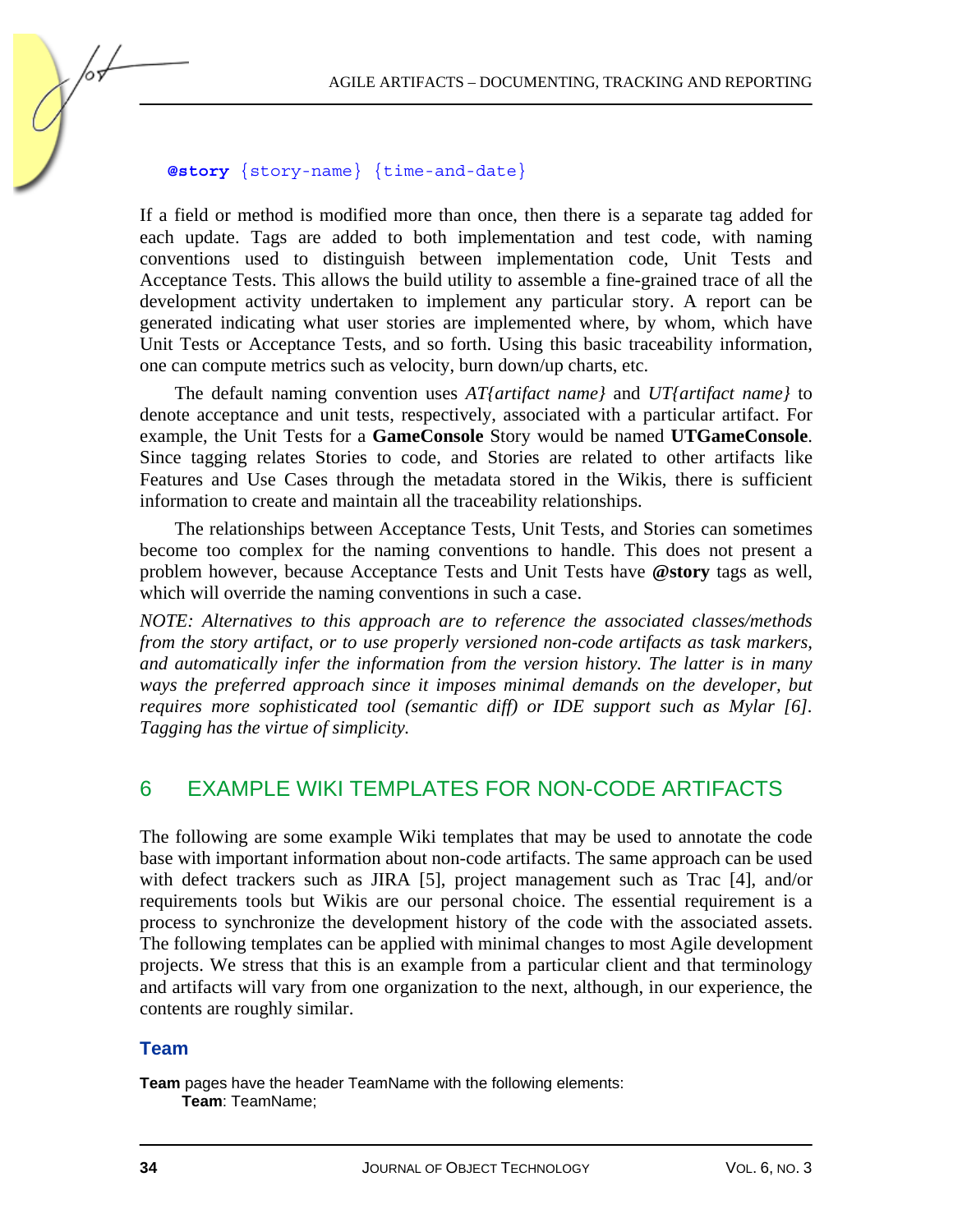```
@story {story-name} {time-and-date}
```

If a field or method is modified more than once, then there is a separate tag added for each update. Tags are added to both implementation and test code, with naming conventions used to distinguish between implementation code, Unit Tests and Acceptance Tests. This allows the build utility to assemble a fine-grained trace of all the development activity undertaken to implement any particular story. A report can be generated indicating what user stories are implemented where, by whom, which have Unit Tests or Acceptance Tests, and so forth. Using this basic traceability information, one can compute metrics such as velocity, burn down/up charts, etc.

The default naming convention uses *AT{artifact name}* and *UT{artifact name}* to denote acceptance and unit tests, respectively, associated with a particular artifact. For example, the Unit Tests for a **GameConsole** Story would be named **UTGameConsole**. Since tagging relates Stories to code, and Stories are related to other artifacts like Features and Use Cases through the metadata stored in the Wikis, there is sufficient information to create and maintain all the traceability relationships.

The relationships between Acceptance Tests, Unit Tests, and Stories can sometimes become too complex for the naming conventions to handle. This does not present a problem however, because Acceptance Tests and Unit Tests have **@story** tags as well, which will override the naming conventions in such a case.

*NOTE: Alternatives to this approach are to reference the associated classes/methods from the story artifact, or to use properly versioned non-code artifacts as task markers, and automatically infer the information from the version history. The latter is in many ways the preferred approach since it imposes minimal demands on the developer, but requires more sophisticated tool (semantic diff) or IDE support such as Mylar [6]. Tagging has the virtue of simplicity.*

## 6 EXAMPLE WIKI TEMPLATES FOR NON-CODE ARTIFACTS

The following are some example Wiki templates that may be used to annotate the code base with important information about non-code artifacts. The same approach can be used with defect trackers such as JIRA [5], project management such as Trac [4], and/or requirements tools but Wikis are our personal choice. The essential requirement is a process to synchronize the development history of the code with the associated assets. The following templates can be applied with minimal changes to most Agile development projects. We stress that this is an example from a particular client and that terminology and artifacts will vary from one organization to the next, although, in our experience, the contents are roughly similar.

### Team

**Team** pages have the header TeamName with the following elements:

**Team**: TeamName;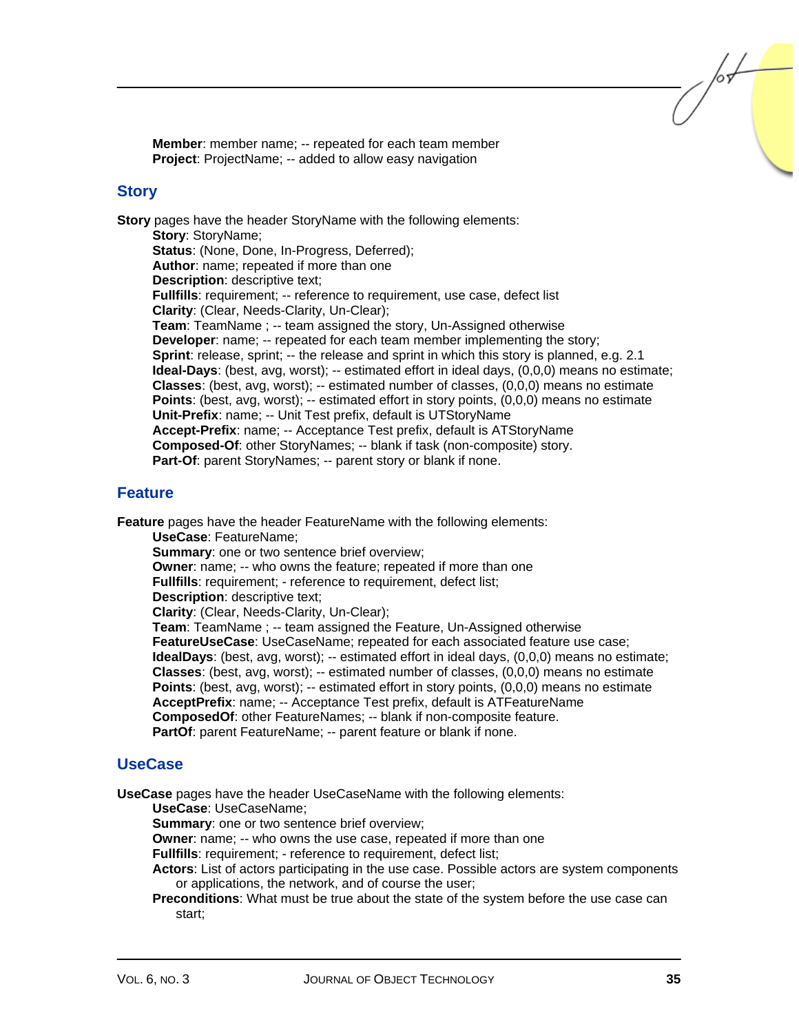**Member**: member name; -- repeated for each team member
**Project**: ProjectName; -- added to allow easy navigation

## Story

**Story** pages have the header StoryName with the following elements:

**Story**: StoryName;
**Status**: (None, Done, In-Progress, Deferred);
**Author**: name; repeated if more than one
**Description**: descriptive text;
**Fullfills**: requirement; -- reference to requirement, use case, defect list
**Clarity**: (Clear, Needs-Clarity, Un-Clear);
**Team**: TeamName ; -- team assigned the story, Un-Assigned otherwise
**Developer**: name; -- repeated for each team member implementing the story;
**Sprint**: release, sprint; -- the release and sprint in which this story is planned, e.g. 2.1
**Ideal-Days**: (best, avg, worst); -- estimated effort in ideal days, (0,0,0) means no estimate;
**Classes**: (best, avg, worst); -- estimated number of classes, (0,0,0) means no estimate
**Points**: (best, avg, worst); -- estimated effort in story points, (0,0,0) means no estimate
**Unit-Prefix**: name; -- Unit Test prefix, default is UTStoryName
**Accept-Prefix**: name; -- Acceptance Test prefix, default is ATStoryName
**Composed-Of**: other StoryNames; -- blank if task (non-composite) story.
**Part-Of**: parent StoryNames; -- parent story or blank if none.

## Feature

**Feature** pages have the header FeatureName with the following elements:

**UseCase**: FeatureName;
**Summary**: one or two sentence brief overview;
**Owner**: name; -- who owns the feature; repeated if more than one
**Fullfills**: requirement; - reference to requirement, defect list;
**Description**: descriptive text;
**Clarity**: (Clear, Needs-Clarity, Un-Clear);
**Team**: TeamName ; -- team assigned the Feature, Un-Assigned otherwise
**FeatureUseCase**: UseCaseName; repeated for each associated feature use case;
**IdealDays**: (best, avg, worst); -- estimated effort in ideal days, (0,0,0) means no estimate;
**Classes**: (best, avg, worst); -- estimated number of classes, (0,0,0) means no estimate
**Points**: (best, avg, worst); -- estimated effort in story points, (0,0,0) means no estimate
**AcceptPrefix**: name; -- Acceptance Test prefix, default is ATFeatureName
**ComposedOf**: other FeatureNames; -- blank if non-composite feature.
**PartOf**: parent FeatureName; -- parent feature or blank if none.

## UseCase

**UseCase** pages have the header UseCaseName with the following elements:

**UseCase**: UseCaseName;
**Summary**: one or two sentence brief overview;
**Owner**: name; -- who owns the use case, repeated if more than one
**Fullfills**: requirement; - reference to requirement, defect list;
**Actors**: List of actors participating in the use case. Possible actors are system components or applications, the network, and of course the user;
**Preconditions**: What must be true about the state of the system before the use case can start;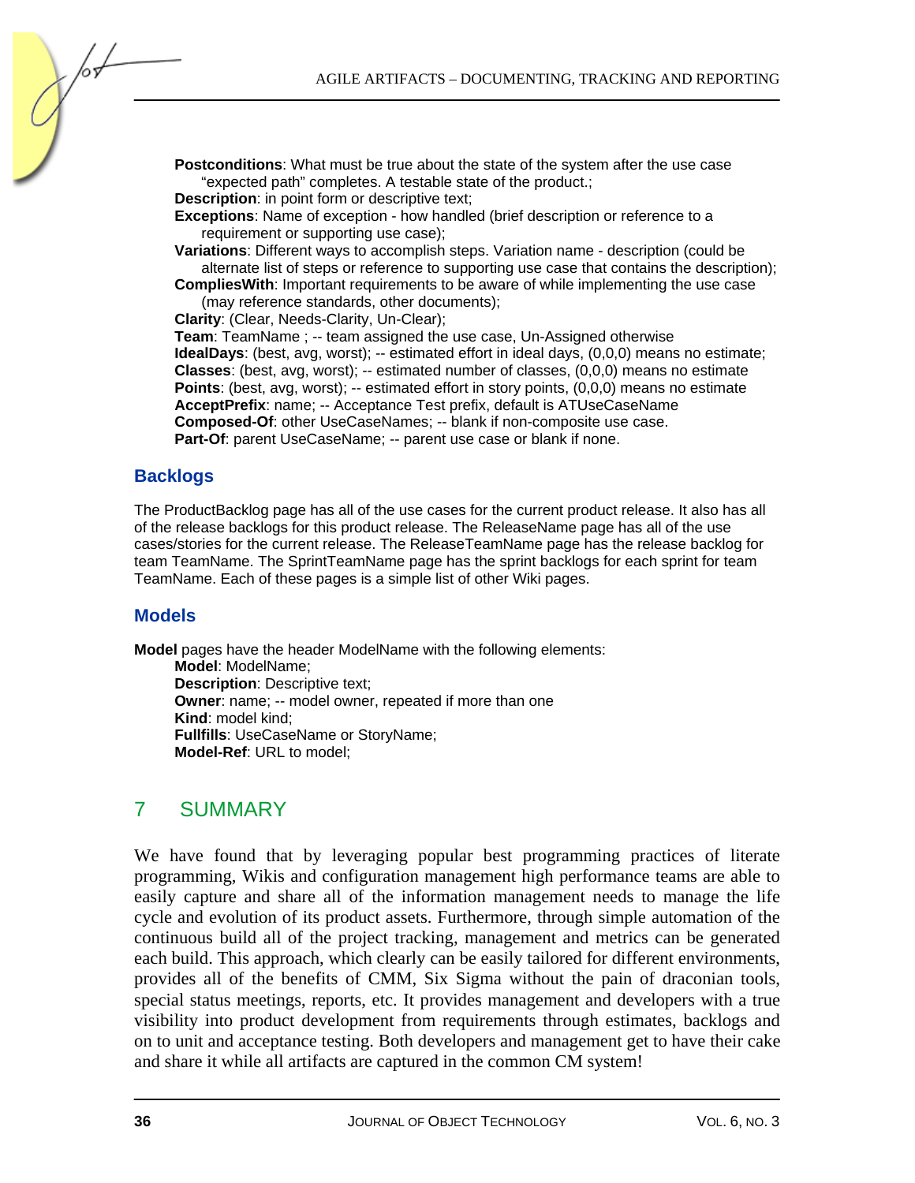**Postconditions**: What must be true about the state of the system after the use case "expected path" completes. A testable state of the product.;
**Description**: in point form or descriptive text;
**Exceptions**: Name of exception - how handled (brief description or reference to a requirement or supporting use case);
**Variations**: Different ways to accomplish steps. Variation name - description (could be alternate list of steps or reference to supporting use case that contains the description);
**CompliesWith**: Important requirements to be aware of while implementing the use case (may reference standards, other documents);
**Clarity**: (Clear, Needs-Clarity, Un-Clear);
**Team**: TeamName ; -- team assigned the use case, Un-Assigned otherwise
**IdealDays**: (best, avg, worst); -- estimated effort in ideal days, (0,0,0) means no estimate;
**Classes**: (best, avg, worst); -- estimated number of classes, (0,0,0) means no estimate
**Points**: (best, avg, worst); -- estimated effort in story points, (0,0,0) means no estimate
**AcceptPrefix**: name; -- Acceptance Test prefix, default is ATUseCaseName
**Composed-Of**: other UseCaseNames; -- blank if non-composite use case.
**Part-Of**: parent UseCaseName; -- parent use case or blank if none.

### Backlogs

The ProductBacklog page has all of the use cases for the current product release. It also has all of the release backlogs for this product release. The ReleaseName page has all of the use cases/stories for the current release. The ReleaseTeamName page has the release backlog for team TeamName. The SprintTeamName page has the sprint backlogs for each sprint for team TeamName. Each of these pages is a simple list of other Wiki pages.

### Models

**Model** pages have the header ModelName with the following elements:

**Model**: ModelName;
**Description**: Descriptive text;
**Owner**: name; -- model owner, repeated if more than one
**Kind**: model kind;
**Fullfills**: UseCaseName or StoryName;
**Model-Ref**: URL to model;

## 7 SUMMARY

We have found that by leveraging popular best programming practices of literate programming, Wikis and configuration management high performance teams are able to easily capture and share all of the information management needs to manage the life cycle and evolution of its product assets. Furthermore, through simple automation of the continuous build all of the project tracking, management and metrics can be generated each build. This approach, which clearly can be easily tailored for different environments, provides all of the benefits of CMM, Six Sigma without the pain of draconian tools, special status meetings, reports, etc. It provides management and developers with a true visibility into product development from requirements through estimates, backlogs and on to unit and acceptance testing. Both developers and management get to have their cake and share it while all artifacts are captured in the common CM system!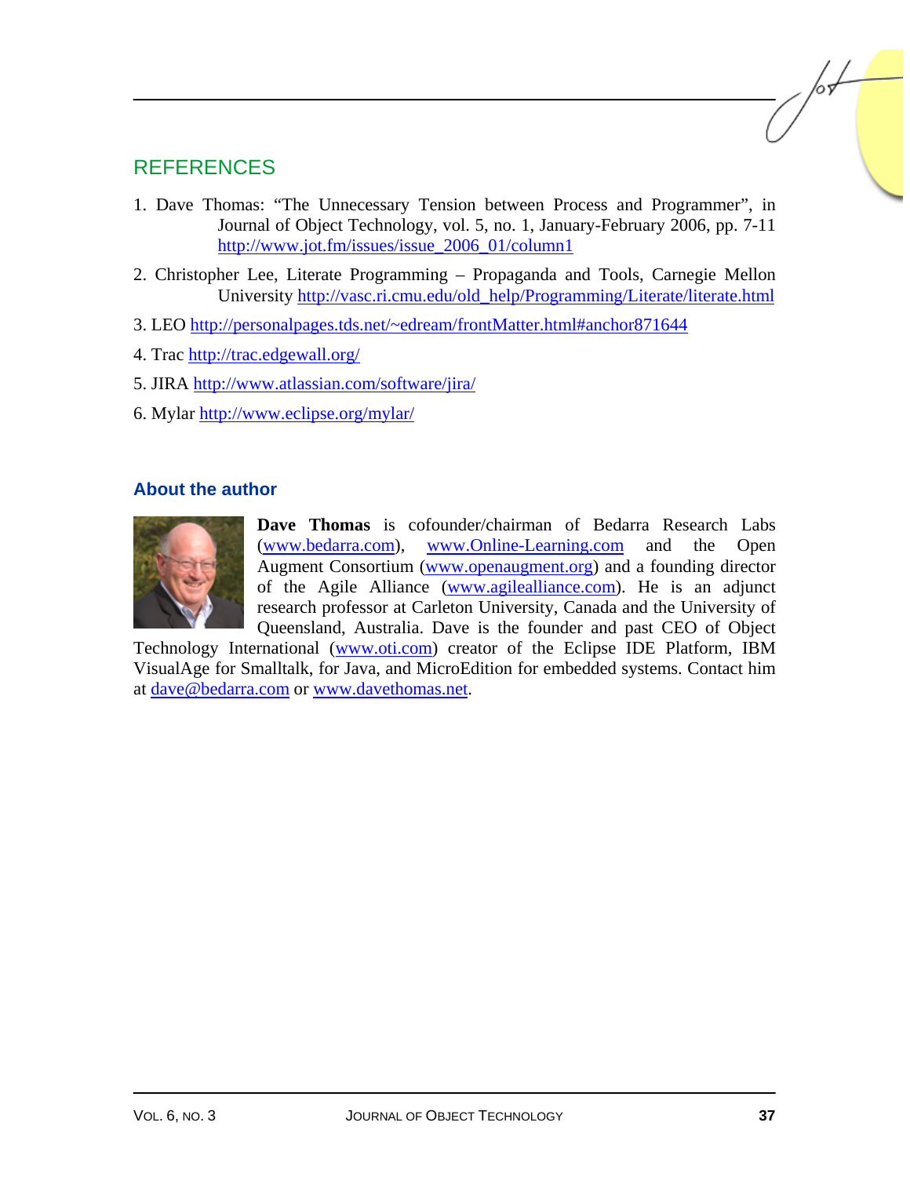## REFERENCES

1. Dave Thomas: "The Unnecessary Tension between Process and Programmer", in Journal of Object Technology, vol. 5, no. 1, January-February 2006, pp. 7-11 http://www.jot.fm/issues/issue_2006_01/column1
2. Christopher Lee, Literate Programming – Propaganda and Tools, Carnegie Mellon University http://vasc.ri.cmu.edu/old_help/Programming/Literate/literate.html
3. LEO http://personalpages.tds.net/~edream/frontMatter.html#anchor871644
4. Trac http://trac.edgewall.org/
5. JIRA http://www.atlassian.com/software/jira/
6. Mylar http://www.eclipse.org/mylar/

### About the author

**Dave Thomas** is cofounder/chairman of Bedarra Research Labs (www.bedarra.com), www.Online-Learning.com and the Open Augment Consortium (www.openaugment.org) and a founding director of the Agile Alliance (www.agilealliance.com). He is an adjunct research professor at Carleton University, Canada and the University of Queensland, Australia. Dave is the founder and past CEO of Object Technology International (www.oti.com) creator of the Eclipse IDE Platform, IBM VisualAge for Smalltalk, for Java, and MicroEdition for embedded systems. Contact him at dave@bedarra.com or www.davethomas.net.